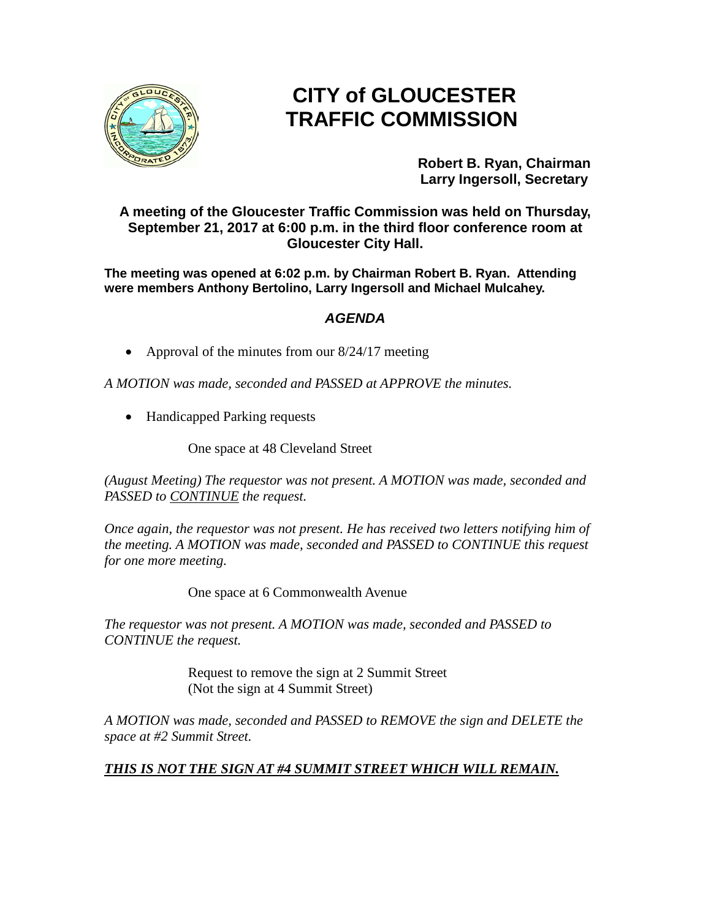# CITY of GLOUCESTER TRAFFIC COMMISSION

**Robert B. Ryan, Chairman**
**Larry Ingersoll, Secretary**

**A meeting of the Gloucester Traffic Commission was held on Thursday, September 21, 2017 at 6:00 p.m. in the third floor conference room at Gloucester City Hall.**

**The meeting was opened at 6:02 p.m. by Chairman Robert B. Ryan. Attending were members Anthony Bertolino, Larry Ingersoll and Michael Mulcahey.**

## ***AGENDA***

- Approval of the minutes from our 8/24/17 meeting

*A MOTION was made, seconded and PASSED at APPROVE the minutes.*

- Handicapped Parking requests

One space at 48 Cleveland Street

*(August Meeting) The requestor was not present. A MOTION was made, seconded and PASSED to CONTINUE the request.*

*Once again, the requestor was not present. He has received two letters notifying him of the meeting. A MOTION was made, seconded and PASSED to CONTINUE this request for one more meeting.*

One space at 6 Commonwealth Avenue

*The requestor was not present. A MOTION was made, seconded and PASSED to CONTINUE the request.*

Request to remove the sign at 2 Summit Street
(Not the sign at 4 Summit Street)

*A MOTION was made, seconded and PASSED to REMOVE the sign and DELETE the space at #2 Summit Street.*

***THIS IS NOT THE SIGN AT #4 SUMMIT STREET WHICH WILL REMAIN.***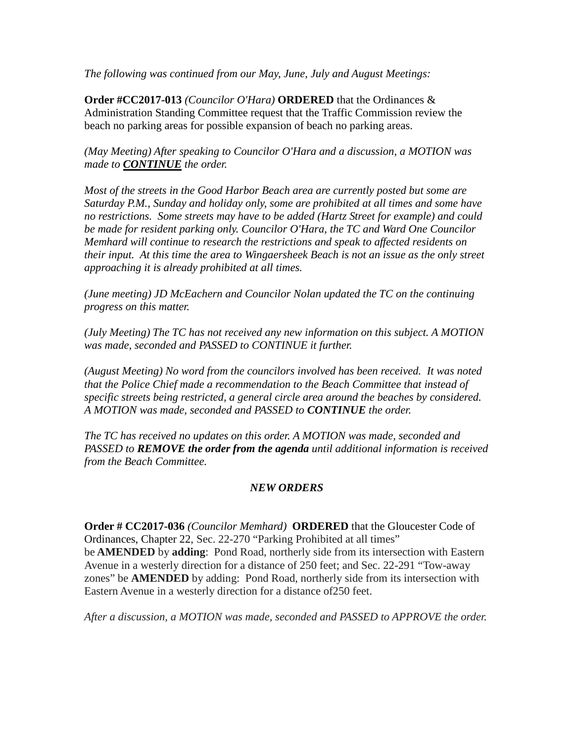*The following was continued from our May, June, July and August Meetings:*

**Order #CC2017-013** *(Councilor O'Hara)* **ORDERED** that the Ordinances & Administration Standing Committee request that the Traffic Commission review the beach no parking areas for possible expansion of beach no parking areas.

*(May Meeting) After speaking to Councilor O'Hara and a discussion, a MOTION was made to* ***CONTINUE*** *the order.*

*Most of the streets in the Good Harbor Beach area are currently posted but some are Saturday P.M., Sunday and holiday only, some are prohibited at all times and some have no restrictions. Some streets may have to be added (Hartz Street for example) and could be made for resident parking only. Councilor O'Hara, the TC and Ward One Councilor Memhard will continue to research the restrictions and speak to affected residents on their input. At this time the area to Wingaersheek Beach is not an issue as the only street approaching it is already prohibited at all times.*

*(June meeting) JD McEachern and Councilor Nolan updated the TC on the continuing progress on this matter.*

*(July Meeting) The TC has not received any new information on this subject. A MOTION was made, seconded and PASSED to CONTINUE it further.*

*(August Meeting) No word from the councilors involved has been received. It was noted that the Police Chief made a recommendation to the Beach Committee that instead of specific streets being restricted, a general circle area around the beaches by considered. A MOTION was made, seconded and PASSED to* ***CONTINUE*** *the order.*

*The TC has received no updates on this order. A MOTION was made, seconded and PASSED to* ***REMOVE the order from the agenda*** *until additional information is received from the Beach Committee.*

## *NEW ORDERS*

**Order # CC2017-036** *(Councilor Memhard)* **ORDERED** that the Gloucester Code of Ordinances, Chapter 22, Sec. 22-270 "Parking Prohibited at all times" be **AMENDED** by **adding**: Pond Road, northerly side from its intersection with Eastern Avenue in a westerly direction for a distance of 250 feet; and Sec. 22-291 "Tow-away zones" be **AMENDED** by adding: Pond Road, northerly side from its intersection with Eastern Avenue in a westerly direction for a distance of250 feet.

*After a discussion, a MOTION was made, seconded and PASSED to APPROVE the order.*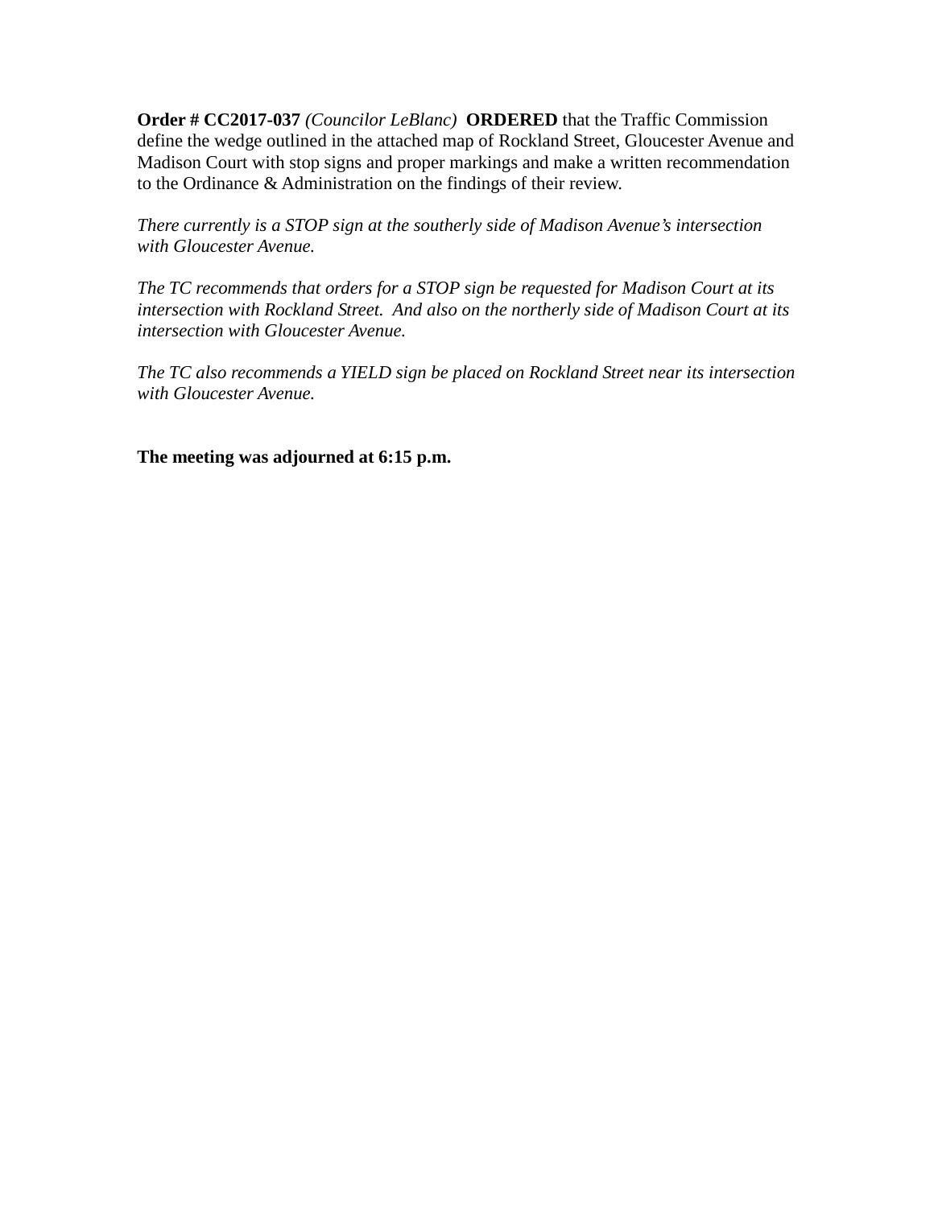**Order # CC2017-037** *(Councilor LeBlanc)* **ORDERED** that the Traffic Commission define the wedge outlined in the attached map of Rockland Street, Gloucester Avenue and Madison Court with stop signs and proper markings and make a written recommendation to the Ordinance & Administration on the findings of their review.

*There currently is a STOP sign at the southerly side of Madison Avenue's intersection with Gloucester Avenue.*

*The TC recommends that orders for a STOP sign be requested for Madison Court at its intersection with Rockland Street. And also on the northerly side of Madison Court at its intersection with Gloucester Avenue.*

*The TC also recommends a YIELD sign be placed on Rockland Street near its intersection with Gloucester Avenue.*

**The meeting was adjourned at 6:15 p.m.**